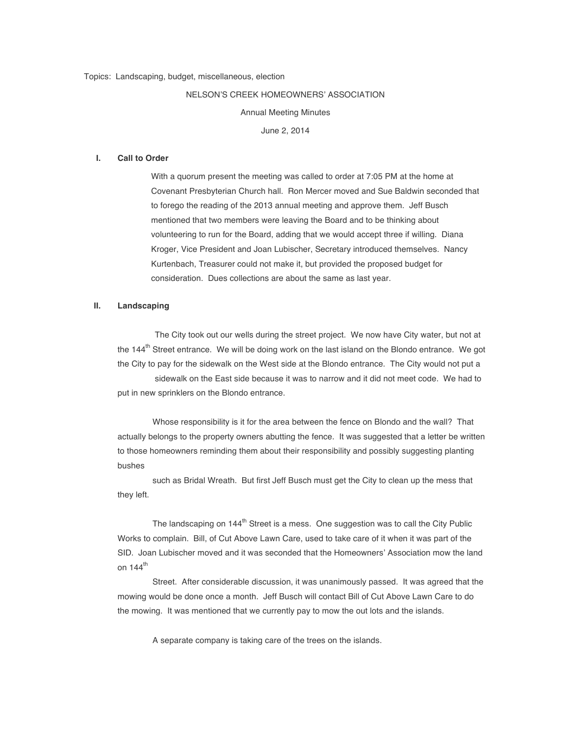Topics: Landscaping, budget, miscellaneous, election

NELSON'S CREEK HOMEOWNERS' ASSOCIATION

Annual Meeting Minutes

June 2, 2014

## I. Call to Order

With a quorum present the meeting was called to order at 7:05 PM at the home at Covenant Presbyterian Church hall. Ron Mercer moved and Sue Baldwin seconded that to forego the reading of the 2013 annual meeting and approve them. Jeff Busch mentioned that two members were leaving the Board and to be thinking about volunteering to run for the Board, adding that we would accept three if willing. Diana Kroger, Vice President and Joan Lubischer, Secretary introduced themselves. Nancy Kurtenbach, Treasurer could not make it, but provided the proposed budget for consideration. Dues collections are about the same as last year.

## II. Landscaping

The City took out our wells during the street project. We now have City water, but not at the 144th Street entrance. We will be doing work on the last island on the Blondo entrance. We got the City to pay for the sidewalk on the West side at the Blondo entrance. The City would not put a sidewalk on the East side because it was to narrow and it did not meet code. We had to put in new sprinklers on the Blondo entrance.

Whose responsibility is it for the area between the fence on Blondo and the wall? That actually belongs to the property owners abutting the fence. It was suggested that a letter be written to those homeowners reminding them about their responsibility and possibly suggesting planting bushes such as Bridal Wreath. But first Jeff Busch must get the City to clean up the mess that they left.

The landscaping on 144th Street is a mess. One suggestion was to call the City Public Works to complain. Bill, of Cut Above Lawn Care, used to take care of it when it was part of the SID. Joan Lubischer moved and it was seconded that the Homeowners' Association mow the land on 144th Street. After considerable discussion, it was unanimously passed. It was agreed that the mowing would be done once a month. Jeff Busch will contact Bill of Cut Above Lawn Care to do the mowing. It was mentioned that we currently pay to mow the out lots and the islands.

A separate company is taking care of the trees on the islands.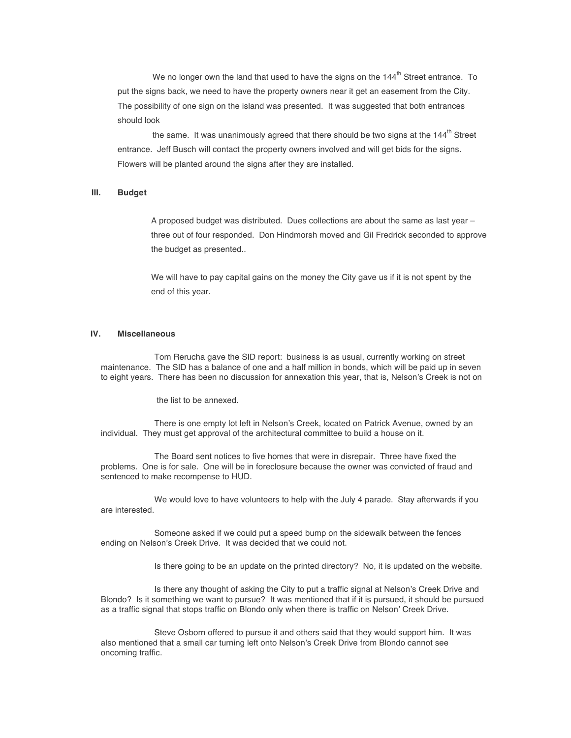We no longer own the land that used to have the signs on the 144th Street entrance. To put the signs back, we need to have the property owners near it get an easement from the City. The possibility of one sign on the island was presented. It was suggested that both entrances should look

the same. It was unanimously agreed that there should be two signs at the 144th Street entrance. Jeff Busch will contact the property owners involved and will get bids for the signs. Flowers will be planted around the signs after they are installed.

## III. Budget

A proposed budget was distributed. Dues collections are about the same as last year – three out of four responded. Don Hindmorsh moved and Gil Fredrick seconded to approve the budget as presented..

We will have to pay capital gains on the money the City gave us if it is not spent by the end of this year.

## IV. Miscellaneous

Tom Rerucha gave the SID report: business is as usual, currently working on street maintenance. The SID has a balance of one and a half million in bonds, which will be paid up in seven to eight years. There has been no discussion for annexation this year, that is, Nelson's Creek is not on

the list to be annexed.

There is one empty lot left in Nelson's Creek, located on Patrick Avenue, owned by an individual. They must get approval of the architectural committee to build a house on it.

The Board sent notices to five homes that were in disrepair. Three have fixed the problems. One is for sale. One will be in foreclosure because the owner was convicted of fraud and sentenced to make recompense to HUD.

We would love to have volunteers to help with the July 4 parade. Stay afterwards if you are interested.

Someone asked if we could put a speed bump on the sidewalk between the fences ending on Nelson's Creek Drive. It was decided that we could not.

Is there going to be an update on the printed directory? No, it is updated on the website.

Is there any thought of asking the City to put a traffic signal at Nelson's Creek Drive and Blondo? Is it something we want to pursue? It was mentioned that if it is pursued, it should be pursued as a traffic signal that stops traffic on Blondo only when there is traffic on Nelson' Creek Drive.

Steve Osborn offered to pursue it and others said that they would support him. It was also mentioned that a small car turning left onto Nelson's Creek Drive from Blondo cannot see oncoming traffic.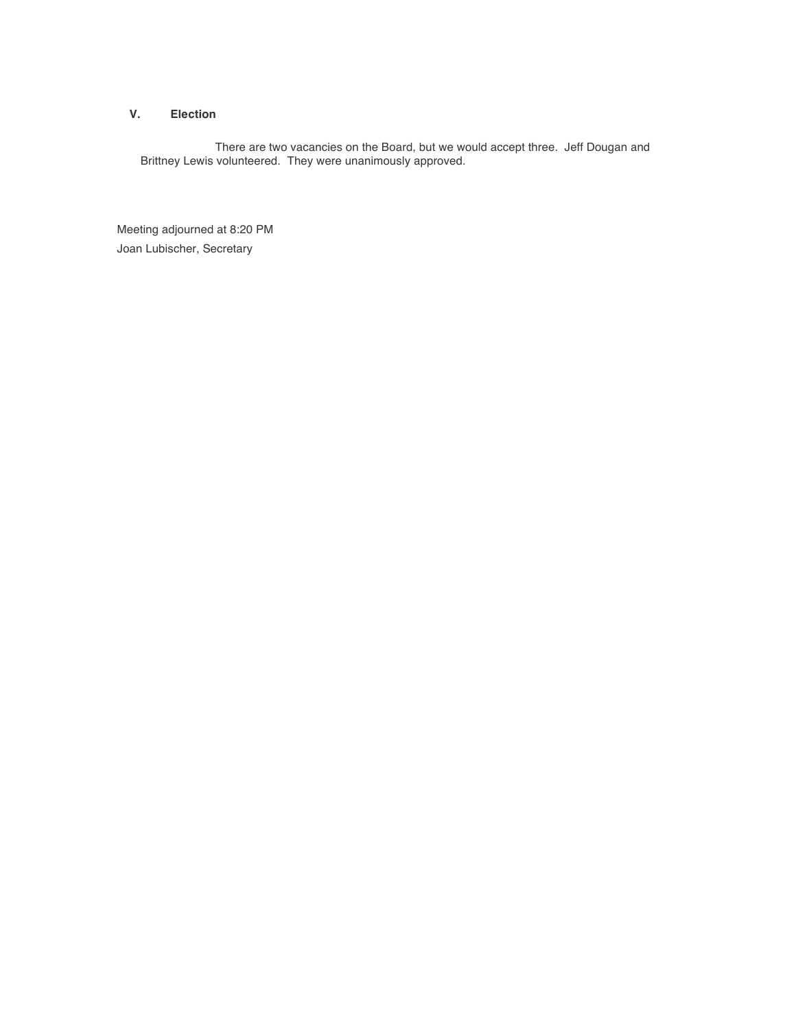## V. Election

There are two vacancies on the Board, but we would accept three. Jeff Dougan and Brittney Lewis volunteered. They were unanimously approved.

Meeting adjourned at 8:20 PM

Joan Lubischer, Secretary